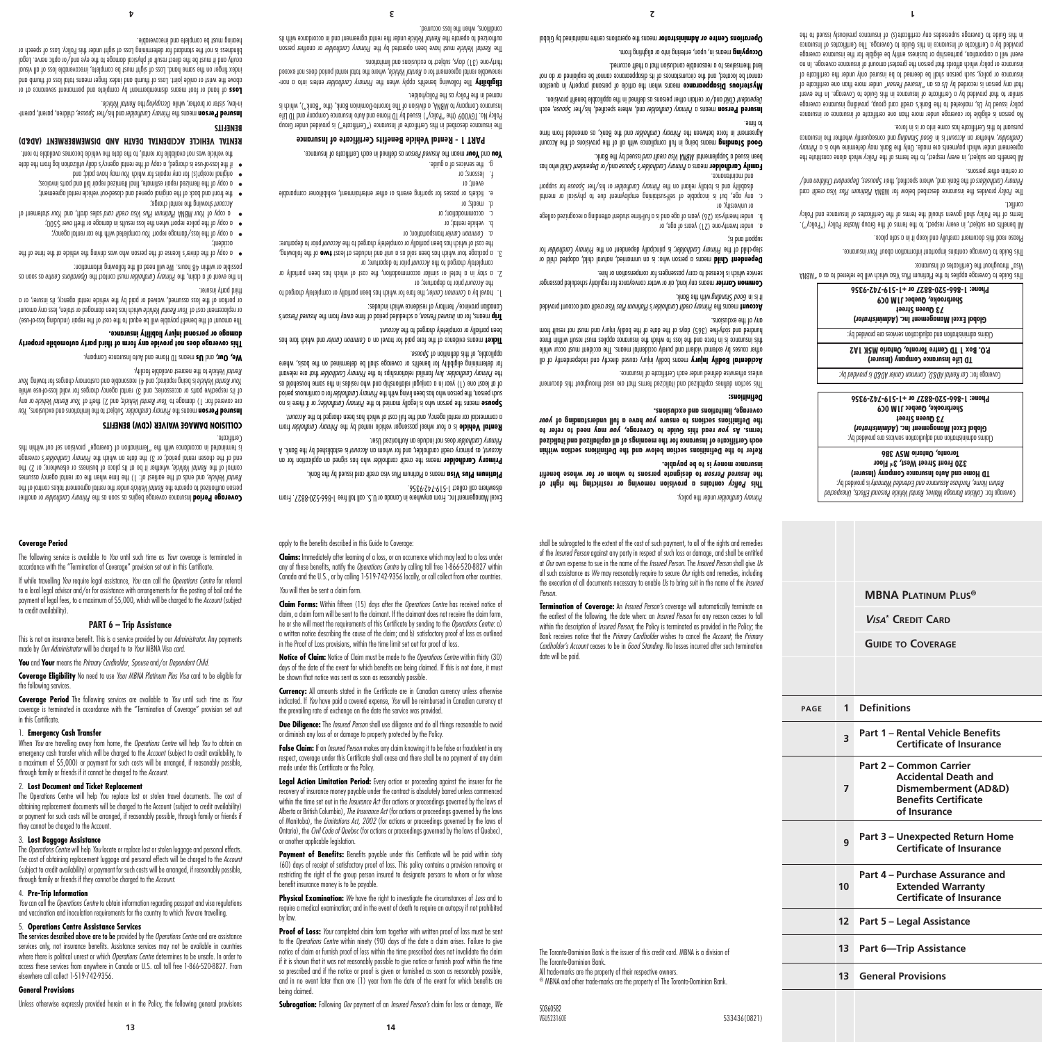# MBNA Platinum Plus®

## *Visa*\* Credit Card

## Guide to Coverage

| PAGE | | |
|---|---|---|
| 1 | Definitions |
| 3 | Part 1 – Rental Vehicle Benefits Certificate of Insurance |
| 7 | Part 2 – Common Carrier Accidental Death and Dismemberment (AD&D) Benefits Certificate of Insurance |
| 9 | Part 3 – Unexpected Return Home Certificate of Insurance |
| 10 | Part 4 – Purchase Assurance and Extended Warranty Certificate of Insurance |
| 12 | Part 5 – Legal Assistance |
| 13 | Part 6—Trip Assistance |
| 13 | General Provisions |

*Coverage for: Collision Damage Waiver, Rental Vehicle Personal Effects, Unexpected Return Home, Purchase Assurance and Extended Warranty is provided by:*

**TD Home and Auto Insurance Company (Insurer)**
**320 Front Street West, 3rd Floor**
**Toronto, Ontario M5V 3B6**

Claims administration and adjudication services are provided by:

***Global Excel Management Inc. (Administrator)***
***73 Queen Street***
***Sherbrooke, Quebec J1M 0C9***
***Phone: 1-866-520-8827 or +1-519-742-9356***

*Coverage for: Car Rental AD&D, Common Carrier AD&D is provided by:*

**TD Life Insurance Company (Insurer)**
**P.O. Box 1 TD Centre Toronto, Ontario M5K 1A2**

Claims administration and adjudication services are provided by:

***Global Excel Management Inc. (Administrator)***
***73 Queen Street***
***Sherbrooke, Quebec J1M 0C9***
***Phone: 1-866-520-8827 or +1-519-742-9356***

This Guide to Coverage applies to the Platinum Plus Visa which will be referred to as a "MBNA Visa" throughout the Certificates of Insurance.

This Guide to Coverage contains important information about *Your* insurance.

Please read this document carefully and keep it in a safe place.

All benefits are subject, in every respect, to the terms of the Group Master Policy ("Policy"). Terms of the Policy shall govern should the terms of the Certificates of Insurance and Policy conflict.

The *Policy* provides the insurance described below for *MBNA Platinum Plus Visa* credit card *Primary Cardholders* of the Bank and, where specified, their *Spouses*, *Dependent Children* and/or certain other persons.

All benefits are subject, in every respect, to the terms of the *Policy* which alone constitute the agreement under which payments are made. Only the Bank may determine who is a *Primary Cardholder*, whether an *Account* is in *Good Standing* and consequently whether the insurance pursuant to this Certificate has come into or is in force.

No person is eligible for coverage under more than one certificate of insurance or insurance policy issued by *Us*, marketed to the Bank's credit card group, providing insurance coverage similar to that provided by a Certificate of Insurance in this Guide to Coverage. In the event that any person is recorded by *Us* as an "*Insured Person*" under more than one certificate of insurance or policy, such person shall be deemed to be insured only under the certificate of insurance or policy which affords that person the greatest amount of insurance coverage. In no event will a corporation, partnership or business entity be eligible for the insurance coverage provided by a Certificate of Insurance in this Guide to Coverage. The Certificates of Insurance in this Guide to Coverage supersedes any certificate(s) of insurance previously issued to the *Primary Cardholder* under the policy.

**This *Policy* contains a provision removing or restricting the right of the *Insured Person* to designate persons to whom or for whose benefit insurance money is to be payable.**

**Refer to the Definitions section below and the Definitions section within each Certificate of Insurance for the meanings of all capitalized and italicized terms. As *you* read this Guide to Coverage, *you* may need to refer to the Definitions sections to ensure *you* have a full understanding of *your* coverage, limitations and exclusions.**

**Definitions:**

This section defines capitalized and italicized terms that are used throughout this document unless otherwise defined under each Certificate of Insurance.

**Accidental Bodily Injury** means bodily injury caused directly and independently of all other causes by external violent and purely accidental means. The accident must occur while this insurance is in force and the loss to which the insurance applies must result within three hundred and sixty-five (365) days of the date of the bodily injury and must not result from any of the exclusions.

**Account** means the *Primary* credit *Cardholder's Platinum Plus Visa* credit card account provided it is in *Good Standing* with the Bank.

**Common Carrier** means any land, air or water conveyance for regularly scheduled passenger service which is licensed to carry passengers for compensation or hire.

**Dependent Child** means a person who: is an unmarried, natural child, adopted child or step-child of the *Primary Cardholder*; is principally dependent on the *Primary Cardholder* for support and is:

a. under twenty-one (21) years of age, or
b. under twenty-six (26) years of age and is a full-time student attending a recognized college or university, or
c. any age, but is incapable of self-sustaining employment due to physical or mental disability and is totally reliant on the *Primary Cardholder* or his/her *Spouse* for support and maintenance.

**Family Cardholder** means a *Primary Cardholder's Spouse* and/or *Dependent Child* who has been issued a Supplemental *MBNA Visa* credit card issued by the Bank.

**Good Standing** means being in full compliance with all of the provisions of the Account Agreement in force between the *Primary Cardholder* and the Bank, as amended from time to time.

**Insured Person** means a *Primary Cardholder* and, where specified, his/her *Spouse*, each *Dependent Child* and/or certain other persons as defined in the applicable benefit provision.

**Mysterious Disappearance** means when the article of personal property in question cannot be located, and the circumstances of its disappearance cannot be explained or do not lend themselves to a reasonable conclusion that a theft occurred.

**Occupying** means in, upon, entering into or alighting from.

**Operations Centre or Administrator** means the operations centre maintained by Global Excel Management Inc. From anywhere in Canada or U.S. call toll free 1-866-520-8827. From elsewhere call collect 1-519-742-9356.

**Platinum Plus Visa** means a Platinum Plus visa credit card issued by the Bank.

**Primary Cardholder** means the credit cardholder who has signed an application for an *Account*, as primary credit cardholder, and for whom an *Account* is established by the Bank. A *Primary Cardholder* does not include an Authorized User.

**Rental Vehicle** is a four wheel passenger vehicle rented by the *Primary Cardholder* from a commercial car rental agency, and the full cost of which has been charged to the *Account*.

**Spouse** means the person who is legally married to the *Primary Cardholder*; or if there is no such person, the person who has been living with the *Primary Cardholder* for a continuous period of at least one (1) year in a conjugal relationship and who resides in the same household as the *Primary Cardholder*. Any familial relationship to the *Primary Cardholder* that are relevant for determining eligibility for benefits or coverage shall be determined on the basis, where applicable, of this definition of *Spouse*.

**Ticket** means evidence of the fare paid for travel on a *Common Carrier* and which fare has been partially or completely charged to the *Account*.

**Trip** means, for an *Insured Person*, a scheduled period of time away from the *Insured Person's* Canadian province/territory of residence which includes:

1. travel by a *Common Carrier*, the fare for which has been partially or completely charged to the *Account* prior to departure; or
2. a stay in a hotel or similar accommodation, the cost of which has been partially or completely charged to the *Account* prior to departure; or
3. a package tour which has been sold as a unit and includes at least **two** of the following, the cost of which has been partially or completely charged to the *Account* prior to departure:
   a. *Common Carrier* transportation; or
   b. vehicle rental; or
   c. accommodation; or
   d. meals; or
   e. tickets or passes for sporting events or other entertainment, exhibitions comparable event; or
   f. lessons; or
   g. the services of a guide.

**You** and **Your** mean the *Insured Person* as defined in each Certificate of Insurance.

## PART 1 - Rental Vehicle Benefits Certificate of Insurance

The insurance described in this Certificate of Insurance ("Certificate") is provided under Group Policy No. TDV009 (the "Policy") issued by TD Home and Auto Insurance Company and TD Life Insurance Company to MBNA, a division of The Toronto-Dominion Bank, (the "Bank"), which is named in the Policy as the Policyholder.

**Eligibility** The following benefits apply when the *Primary Cardholder* enters into a non-renewable rental agreement for a *Rental Vehicle*, where the total rental period does not exceed thirty-one (31) days, subject to exclusions and limitations.

The *Rental Vehicle* must have been operated by the *Primary Cardholder* or another person authorized to operate the *Rental Vehicle* under the rental agreement and in accordance with its conditions, when the loss occurred.

**Coverage Period** Insurance coverage begins as soon as the *Primary Cardholder* or another person authorized to operate the *Rental Vehicle* under the rental agreement takes control of the *Rental Vehicle*, and ends at the earliest of: 1) the time when the car rental agency assumes control of the *Rental Vehicle*, whether it be at its place of business or elsewhere; or 2) the end of the chosen rental period; or 3) the date on which the *Primary Cardholder's* coverage is terminated in accordance with the "Termination of Coverage" provision set out within this Certificate.

### COLLISION DAMAGE WAIVER (CDW) BENEFITS

**Insured Person** means the *Primary Cardholder*. Subject to the limitations and exclusions, *You* are covered for: 1) damage to *Your Rental Vehicle*; and 2) theft of *Your Rental Vehicle* or any of its respective parts or accessories; and 3) rental agency charges for valid loss-of-use while *Your Rental Vehicle* is being repaired; and 4) reasonable and customary charges for towing *Your Rental Vehicle* to the nearest available facility.

**We, Our,** and **Us** means TD Home and Auto Insurance Company.

**This coverage does not provide any form of third party automobile property damage or personal injury liability insurance.**

The amount of the benefit payable will be equal to the cost of the repair (including loss-of-use) or replacement cost of *Your Rental Vehicle* which has been damaged or stolen, less any amount or portion of the loss assumed, waived or paid by the vehicle rental agency, its insurer, or a third party insurer.

In the event of a claim, the *Primary Cardholder* must contact the *Operations Centre* as soon as possible or within 48 hours. We will need all the following information:

- a copy of the driver's license of the person who was driving the vehicle at the time of the accident;
- a copy of the loss/damage report *You* completed with the car rental agency;
- a copy of the police report when the loss results in damage or theft over $500;
- a copy of *Your MBNA Platinum Plus Visa* credit card sales draft, and *Your* statement of *Account* showing the rental charge;
- the front and back of the original opened and closed-out vehicle rental agreement;
- a copy of the itemized repair estimate, final itemized repair bill and parts invoices;
- original receipt(s) for any repairs for which *You* may have paid; and
- if the loss-of-use is charged, a copy of the rental agency's daily utilization log from the date the vehicle was not available for rental, to the date the vehicle becomes available to rent.

### RENTAL VEHICLE ACCIDENTAL DEATH AND DISMEMBERMENT (AD&D) BENEFITS

**Insured Person** means the *Primary Cardholder* and his/her *Spouse*, children, parent, parent-in-law, sister or brother, while *Occupying* the *Rental Vehicle*.

**Loss** of hand or foot means dismemberment by complete and permanent severance at or above the wrist or ankle joint. Loss of thumb and index finger means total loss of thumb and index finger on the same hand. Loss of sight must be complete, irrecoverable loss of all visual acuity and it must be the direct result of physical damage to the eye and/or optic nerve. Legal blindness is not the standard for determining Loss of sight under this Policy. Loss of speech or hearing must be complete and irrecoverable.

**Coverage Period**

The following service is available to *You* until such time as *Your* coverage is terminated in accordance with the "Termination of Coverage" provision set out in this Certificate.

If while travelling *You* require legal assistance, *You* can call the *Operations Centre* for referral to a local legal advisor and/or for assistance with arrangements for the posting of bail and the payment of legal fees, to a maximum of $5,000, which will be charged to the *Account* (subject to credit availability).

### PART 6 – Trip Assistance

This is not an insurance benefit. This is a service provided by *our Administrator*. Any payments made by *Our Administrator* will be charged to to *Your* MBNA Visa card.

**You** and **Your** means the *Primary Cardholder, Spouse* and/or *Dependent Child*.

**Coverage Eligibility** No need to use *Your MBNA Platinum Plus Visa* card to be eligible for the following services.

**Coverage Period** The following services are available to *You* until such time as *Your* coverage is terminated in accordance with the "Termination of Coverage" provision set out in this Certificate.

1. **Emergency Cash Transfer**

When *You* are travelling away from home, the *Operations Centre* will help *You* to obtain an emergency cash transfer which will be charged to the *Account* (subject to credit availability, to a maximum of $5,000) or payment for such costs will be arranged, if reasonably possible, through family or friends if it cannot be charged to the *Account*.

2. **Lost Document and Ticket Replacement**

The Operations Centre will help You replace lost or stolen travel documents. The cost of obtaining replacement documents will be charged to the Account (subject to credit availability) or payment for such costs will be arranged, if reasonably possible, through family or friends if they cannot be charged to the Account.

3. **Lost Baggage Assistance**

The *Operations Centre* will help *You* locate or replace lost or stolen luggage and personal effects. The cost of obtaining replacement luggage and personal effects will be charged to the *Account* (subject to credit availability) or payment for such costs will be arranged, if reasonably possible, through family or friends if they cannot be charged to the *Account*.

4. **Pre-Trip Information**

*You* can call the *Operations Centre* to obtain information regarding passport and visa regulations and vaccination and inoculation requirements for the country to which *You* are travelling.

5. **Operations Centre Assistance Services**

**The services described above are to be** provided by the *Operations Centre* and are assistance services only, not insurance benefits. Assistance services may not be available in countries where there is political unrest or which *Operations Centre* determines to be unsafe. In order to access these services from anywhere in Canada or U.S. call toll free 1-866-520-8827. From elsewhere call collect 1-519-742-9356.

**General Provisions**

Unless otherwise expressly provided herein or in the Policy, the following general provisions apply to the benefits described in this Guide to Coverage:

**Claims:** Immediately after learning of a loss, or an occurrence which may lead to a loss under any of these benefits, notify the *Operations Centre* by calling toll free 1-866-520-8827 within Canada and the U.S., or by calling 1-519-742-9356 locally, or call collect from other countries.

*You* will then be sent a claim form.

**Claim Forms:** Within fifteen (15) days after the *Operations Centre* has received notice of claim, a claim form will be sent to the claimant. If the claimant does not receive the claim form, he or she will meet the requirements of this Certificate by sending to the *Operations Centre*: a) a written notice describing the cause of the claim; and b) satisfactory proof of loss as outlined in the Proof of Loss provisions, within the time limit set out for proof of loss.

**Notice of Claim:** Notice of Claim must be made to the *Operations Centre* within thirty (30) days of the date of the event for which benefits are being claimed. If this is not done, it must be shown that notice was sent as soon as reasonably possible.

**Currency:** All amounts stated in the Certificate are in Canadian currency unless otherwise indicated. If *You* have paid a covered expense, *You* will be reimbursed in Canadian currency at the prevailing rate of exchange on the date the service was provided.

**Due Diligence:** The *Insured Person* shall use diligence and do all things reasonable to avoid or diminish any loss of or damage to property protected by the Policy.

**False Claim:** If an *Insured Person* makes any claim knowing it to be false or fraudulent in any respect, coverage under this Certificate shall cease and there shall be no payment of any claim made under this Certificate or the Policy.

**Legal Action Limitation Period:** Every action or proceeding against the insurer for the recovery of insurance money payable under the contract is absolutely barred unless commenced within the time set out in the *Insurance Act* (for actions or proceedings governed by the laws of Alberta or British Columbia), *The Insurance Act* (for actions or proceedings governed by the laws of Manitoba), the *Limitations Act, 2002* (for actions or proceedings governed by the laws of Ontario), the *Civil Code of Quebec* (for actions or proceedings governed by the laws of Quebec), or another applicable legislation.

**Payment of Benefits:** Benefits payable under this Certificate will be paid within sixty (60) days of receipt of satisfactory proof of loss. This policy contains a provision removing or restricting the right of the group person insured to designate persons to whom or for whose benefit insurance money is to be payable.

**Physical Examination:** *We* have the right to investigate the circumstances of *Loss* and to require a medical examination; and in the event of death to require an autopsy if not prohibited by law.

**Proof of Loss:** *Your* completed claim form together with written proof of loss must be sent to the *Operations Centre* within ninety (90) days of the date a claim arises. Failure to give notice of claim or furnish proof of loss within the time prescribed does not invalidate the claim if it is shown that it was not reasonably possible to give notice or furnish proof within the time so prescribed and if the notice or proof is given or furnished as soon as reasonably possible, and in no event later than one (1) year from the date of the event for which benefits are being claimed.

**Subrogation:** Following *Our* payment of an *Insured Person's* claim for loss or damage, *We* shall be subrogated to the extent of the cost of such payment, to all of the rights and remedies of the *Insured Person* against any party in respect of such loss or damage, and shall be entitled at *Our* own expense to sue in the name of the *Insured Person*. The *Insured Person* shall give *Us* all such assistance as *We* may reasonably require to secure *Our* rights and remedies, including the execution of all documents necessary to enable *Us* to bring suit in the name of the *Insured Person*.

**Termination of Coverage:** An *Insured Person's* coverage will automatically terminate on the earliest of the following, the date when: an *Insured Person* for any reason ceases to fall within the description of *Insured Person*; the Policy is terminated as provided in the Policy; the Bank receives notice that the *Primary Cardholder* wishes to cancel the *Account*; the *Primary Cardholder's Account* ceases to be in *Good Standing*. No losses incurred after such termination date will be paid.

The Toronto-Dominion Bank is the issuer of this credit card. MBNA is a division of The Toronto-Dominion Bank.
All trade-marks are the property of their respective owners.
® MBNA and other trade-marks are the property of The Toronto-Dominion Bank.

50360582
VGU5231G0E
533436(0821)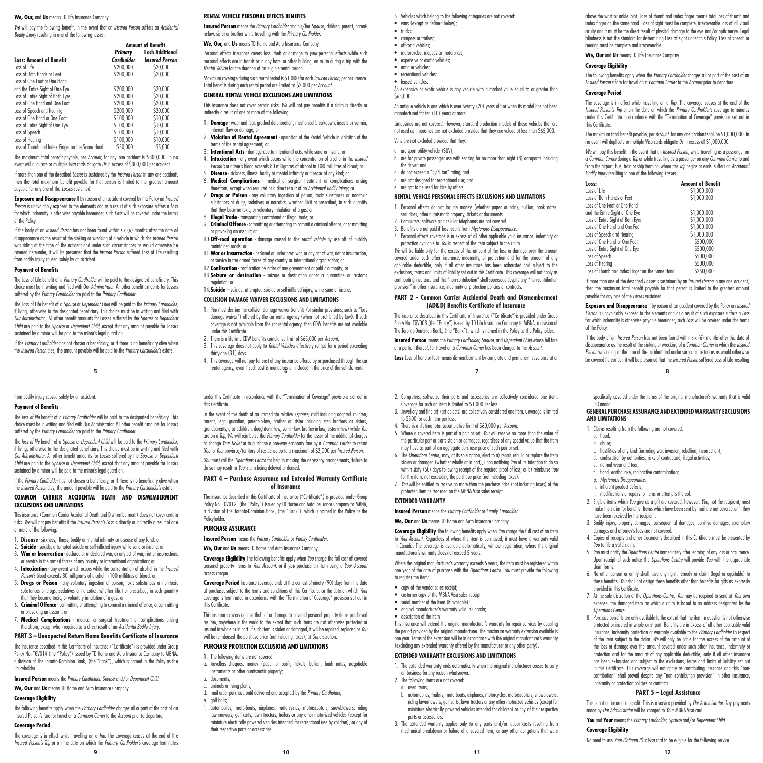**We, Our,** and **Us** means TD Life Insurance Company.

*We* will pay the following benefit, in the event that an *Insured Person* suffers an *Accidental Bodily Injury* resulting in one of the following losses:

| Loss: Amount of Benefit | Amount of Benefit Primary Cardholder | Each Additional Insured Person |
|---|---|---|
| Loss of Life | $200,000 | $20,000 |
| Loss of Both Hands or Feet | $200,000 | $20,000 |
| Loss of One Foot or One Hand and the Entire Sight of One Eye | $200,000 | $20,000 |
| Loss of Entire Sight of Both Eyes | $200,000 | $20,000 |
| Loss of One Hand and One Foot | $200,000 | $20,000 |
| Loss of Speech and Hearing | $200,000 | $20,000 |
| Loss of One Hand or One Foot | $100,000 | $10,000 |
| Loss of Entire Sight of One Eye | $100,000 | $10,000 |
| Loss of Speech | $100,000 | $10,000 |
| Loss of Hearing | $100,000 | $10,000 |
| Loss of Thumb and Index Finger on the Same Hand | $50,000 | $5,000 |

The maximum total benefit payable, per *Account*, for any one accident is $300,000. In no event will duplicate or multiple *Visa* cards obligate *Us* in excess of $300,000 per accident.

If more than one of the described *Losses* is sustained by the *Insured Person* in any one accident, then the total maximum benefit payable for that person is limited to the greatest amount payable for any one of the *Losses* sustained.

**Exposure and Disappearance** If by reason of an accident covered by the Policy an *Insured Person* is unavoidably exposed to the elements and as a result of such exposure suffers a *Loss* for which indemnity is otherwise payable hereunder, such *Loss* will be covered under the terms of the Policy.

If the body of an *Insured Person* has not been found within six (6) months after the date of disappearance as the result of the sinking or wrecking of a vehicle in which the *Insured Person* was riding at the time of the accident and under such circumstances as would otherwise be covered hereunder, it will be presumed that the *Insured Person* suffered Loss of Life resulting from bodily injury caused solely by an accident.

### Payment of Benefits

The Loss of Life benefit of a *Primary Cardholder* will be paid to the designated beneficiary. This choice must be in writing and filed with *Our Administrator*. All other benefit amounts for Losses suffered by the *Primary Cardholder* are paid to the *Primary Cardholder*

The Loss of Life benefit of a *Spouse* or *Dependent Child* will be paid to the *Primary Cardholder*, if living, otherwise to the designated beneficiary. This choice must be in writing and filed with *Our Administrator*. All other benefit amounts for Losses suffered by the *Spouse* or *Dependent Child* are paid to the *Spouse* or *Dependent Child*, except that any amount payable for Losses sustained by a minor will be paid to the minor's legal guardian.

If the *Primary Cardholder* has not chosen a beneficiary, or if there is no beneficiary alive when the *Insured Person* dies, the amount payable will be paid to the *Primary Cardholder's* estate.

### RENTAL VEHICLE PERSONAL EFFECTS BENEFITS

**Insured Person** means the *Primary Cardholder* and his/her *Spouse*, children, parent, parent-in-law, sister or brother while travelling with the *Primary Cardholder*.

**We, Our,** and **Us** means TD Home and Auto Insurance Company.

Personal effects insurance covers loss, theft or damage to *your* personal effects while such personal effects are in transit or in any hotel or other building, en route during a trip with the *Rental Vehicle* for the duration of an eligible rental period.

Maximum coverage during such rental period is $1,000 for each *Insured Person*, per occurrence. Total benefits during each rental period are limited to $2,000 per *Account*.

### GENERAL RENTAL VEHICLE EXCLUSIONS AND LIMITATIONS

This insurance does not cover certain risks. *We* will not pay any benefits if a claim is directly or indirectly a result of one or more of the following:

1. **Damage** - wear and tear, gradual deterioration, mechanical breakdown, insects or vermin, inherent flaw or damage; or
2. **Violation of Rental Agreement** - operation of the Rental Vehicle in violation of the terms of the rental agreement; or
3. **Intentional Acts** - damage due to intentional acts, while sane or insane; or
4. **Intoxication** - any event which occurs while the concentration of alcohol in the *Insured Person's* or driver's blood exceeds 80 milligrams of alcohol in 100 millilitres of blood; or
5. **Disease** - sickness, illness, bodily or mental infirmity or disease of any kind; or
6. **Medical Complications** - medical or surgical treatment or complications arising therefrom, except when required as a direct result of an *Accidental Bodily Injury*; or
7. **Drugs or Poison** - any voluntary ingestion of poison, toxic substances or non-toxic substances or drugs, sedatives or narcotics, whether illicit or prescribed, in such quantity that they become toxic, or voluntary inhalation of a gas; or
8. **Illegal Trade** - transporting contraband or illegal trade; or
9. **Criminal Offence** - committing or attempting to commit a criminal offence, or committing or provoking an assault; or
10. **Off-road operation** - damage caused to the *rental vehicle* by use off of publicly maintained roads; or
11. **War or Insurrection** - declared or undeclared war, or any act of war, riot or insurrection, or service in the armed forces of any country or international organization; or
12. **Confiscation** - confiscation by order of any government or public authority; or
13. **Seizure or destruction** - seizure or destruction under a quarantine or customs regulation; or
14. **Suicide** – suicide, attempted suicide or self-inflicted injury, while sane or insane.

### COLLISION DAMAGE WAIVER EXCLUSIONS AND LIMITATIONS

1. *You* must decline the collision damage waiver benefits (or similar provisions, such as "loss damage waiver") offered by the car rental agency (when not prohibited by law). If such coverage is not available from the car rental agency, then CDW benefits are not available under this Certificate.
2. There is a lifetime CDW benefits cumulative limit of $65,000 per *Account*.
3. This coverage does not apply to *Rental Vehicles* effectively rented for a period exceeding thirty-one (31) days.
4. This coverage will not pay for cost of any insurance offered by or purchased through the car rental agency, even if such cost is mandatory or included in the price of the vehicle rental.
5. Vehicles which belong to the following categories are not covered:
   - vans (except as defined below);
   - trucks;
   - campers or trailers;
   - off-road vehicles;
   - motorcycles, mopeds or motorbikes;
   - expensive or exotic vehicles;
   - antique vehicles;
   - recreational vehicles;
   - leased vehicles.

An expensive or exotic vehicle is any vehicle with a market value equal to or greater than $65,000.

An antique vehicle is one which is over twenty (20) years old or when its model has not been manufactured for ten (10) years or more.

Limousines are not covered. However, standard production models of these vehicles that are not used as limousines are not excluded provided that they are valued at less than $65,000.

Vans are not excluded provided that they:

a. are sport utility vehicle (SUV);
b. are for private passenger use with seating for no more than eight (8) occupants including the driver; and
c. do not exceed a "3/4 ton" rating; and
d. are not designed for recreational use; and
e. are not to be used for hire by others.

### RENTAL VEHICLE PERSONAL EFFECTS EXCLUSIONS AND LIMITATIONS

1. Personal effects do not include money (whether paper or coin), bullion, bank notes, securities, other numismatic property, tickets or documents.
2. Computers, software and cellular telephones are not covered.
3. Benefits are not paid if loss results from *Mysterious Disappearance*.
4. Personal effects coverage is in excess of all other applicable valid insurance, indemnity or protection available to *You* in respect of the item subject to the claim.

*We* will be liable only for the excess of the amount of the loss or damage over the amount covered under such other insurance, indemnity, or protection and for the amount of any applicable deductible, only if all other insurance has been exhausted and subject to the exclusions, terms and limits of liability set out in this Certificate. This coverage will not apply as contributing insurance and this "non-contribution" shall supersede despite any "non-contribution provision" in other insurance, indemnity or protection policies or contracts.

## PART 2 - Common Carrier Accidental Death and Dismemberment (AD&D) Benefits Certificate of Insurance

The insurance described in this Certificate of Insurance ("Certificate") is provided under Group Policy No. TGV008 (the "Policy") issued by TD Life Insurance Company to MBNA, a division of The Toronto-Dominion Bank, (the "Bank"), which is named in the Policy as the Policyholder.

**Insured Person** means the *Primary Cardholder, Spouse*, and *Dependent Child* whose full fare or a portion thereof, for travel on a *Common Carrier* has been charged to the *Account*.

**Loss** Loss of hand or foot means dismemberment by complete and permanent severance at or above the wrist or ankle joint. Loss of thumb and index finger means total loss of thumb and index finger on the same hand. Loss of sight must be complete, irrecoverable loss of all visual acuity and it must be the direct result of physical damage to the eye and/or optic nerve. Legal blindness is not the standard for determining Loss of sight under this Policy. Loss of speech or hearing must be complete and irrecoverable.

**We, Our** and **Us** means TD Life Insurance Company

### Coverage Eligibility

The following benefits apply only when the *Primary Cardholder* charges all or part of the cost of an *Insured Person's* fare for travel on a *Common Carrier* to the *Account* prior to departure.

### Coverage Period

The coverage is in effect while travelling on a *Trip*. The coverage ceases at the end of the *Insured Person's Trip* or on the date on which the *Primary Cardholder's* coverage terminates under this Certificate in accordance with the "Termination of Coverage" provisions set out in this Certificate.

The maximum total benefit payable, per *Account*, for any one accident shall be $1,000,000. In no event will duplicate or multiple Visa cards obligate *Us* in excess of $1,000,000

*We* will pay this benefit in the event that an *Insured Person*, while travelling as a passenger on a *Common Carrier* during a *Trip* or while travelling as a passenger on any *Common Carrier* to and from the airport, bus, train or ship terminal where the *Trip* begins or ends, suffers an *Accidental Bodily Injury* resulting in any one of the following *Losses*:

| Loss: | Amount of Benefit |
|---|---|
| Loss of Life | $1,000,000 |
| Loss of Both Hands or Feet | $1,000,000 |
| Loss of One Foot or One Hand and the Entire Sight of One Eye | $1,000,000 |
| Loss of Entire Sight of Both Eyes | $1,000,000 |
| Loss of One Hand and One Foot | $1,000,000 |
| Loss of Speech and Hearing | $1,000,000 |
| Loss of One Hand or One Foot | $500,000 |
| Loss of Entire Sight of One Eye | $500,000 |
| Loss of Speech | $500,000 |
| Loss of Hearing | $500,000 |
| Loss of Thumb and Index Finger on the Same Hand | $250,000 |

If more than one of the described *Losses* is sustained by an *Insured Person* in any one accident, then the maximum total benefit payable for that person is limited to the greatest amount payable for any one of the *Losses* sustained.

**Exposure and Disappearance** If by reason of an accident covered by the Policy an *Insured Person* is unavoidably exposed to the elements and as a result of such exposure suffers a *Loss* for which indemnity is otherwise payable hereunder, such *Loss* will be covered under the terms of the Policy.

If the body of an *Insured Person* has not been found within six (6) months after the date of disappearance as the result of the sinking or wrecking of a *Common Carrier* in which the *Insured Person* was riding at the time of the accident and under such circumstances as would otherwise be covered hereunder, it will be presumed that the *Insured Person* suffered Loss of Life resulting from bodily injury caused solely by an accident.

### Payment of Benefits

The *loss of life* benefit of a *Primary Cardholder* will be paid to the designated beneficiary. This choice must be in writing and filed with Our Administrator. All other benefit amounts for *Losses* suffered by the *Primary Cardholder* are paid to the *Primary Cardholder*

The *loss of life* benefit of a *Spouse* or *Dependent Child* will be paid to the *Primary Cardholder*, if living, otherwise to the designated beneficiary. This choice must be in writing and filed with *Our Administrator*. All other benefit amounts for *Losses* suffered by the *Spouse* or *Dependent Child* are paid to the *Spouse* or *Dependent Child*, except that any amount payable for Losses sustained by a minor will be paid to the minor's legal guardian.

If the *Primary Cardholder* has not chosen a beneficiary, or if there is no beneficiary alive when the *Insured Person* dies, the amount payable will be paid to the *Primary Cardholder's* estate.

### COMMON CARRIER ACCIDENTAL DEATH AND DISMEMBERMENT EXCLUSIONS AND LIMITATIONS

This insurance (Common Carrier Accidental Death and Dismemberment) does not cover certain risks. *We* will not pay any benefits if the *Insured Person's Loss* is directly or indirectly a result of one or more of the following:

1. **Disease** - sickness, illness, bodily or mental infirmity or disease of any kind; or
2. **Suicide** - suicide, attempted suicide or self-inflicted injury while sane or insane; or
3. **War or Insurrection** - declared or undeclared war, or any act of war, riot or insurrection, or service in the armed forces of any country or international organization; or
4. **Intoxication** - any event which occurs while the concentration of alcohol in the *Insured Person's* blood exceeds 80 milligrams of alcohol in 100 millilitres of blood; or
5. **Drugs or Poison** - any voluntary ingestion of poison, toxic substances or non-toxic substances or drugs, sedatives or narcotics, whether illicit or prescribed, in such quantity that they become toxic, or voluntary inhalation of a gas; or
6. **Criminal Offence** - committing or attempting to commit a criminal offence, or committing or provoking an assault; or
7. **Medical Complications** - medical or surgical treatment or complications arising therefrom, except when required as a direct result of an *Accidental Bodily Injury*.

## PART 3 – Unexpected Return Home Benefits Certificate of Insurance

The insurance described in this Certificate of Insurance ("Certificate") is provided under Group Policy No. TGV014 (the "Policy") issued by TD Home and Auto Insurance Company to MBNA, a division of The Toronto-Dominion Bank, (the "Bank"), which is named in the Policy as the Policyholder.

**Insured Person** means the *Primary Cardholder, Spouse* and/or *Dependent Child*.

**We, Our** and **Us** means TD Home and Auto Insurance Company.

### Coverage Eligibility

The following benefits apply when the *Primary Cardholder* charges all or part of the cost of an Insured Person's fare for travel on a *Common Carrier* to the *Account* prior to departure.

### Coverage Period

The coverage is in effect while travelling on a *Trip*. The coverage ceases at the end of the *Insured Person's Trip* or on the date on which the *Primary Cardholder's* coverage terminates under this Certificate in accordance with the "Termination of Coverage" provisions set out in this Certificate.

In the event of the death of an immediate relative (*spouse*, child including adopted children, parent, legal guardian, parent-in-law, brother or sister including step brothers or sisters, grandparents, grandchildren, daughter-in-law, son-in-law, brother-in-law, sister-in-law) while *You* are on a *Trip*, *We* will reimburse the *Primary Cardholder* for the lesser of the additional charges to change *Your Ticket* or to purchase a one-way economy fare by a *Common Carrier* to return *You* to *Your* province/territory of residence up to a maximum of $2,000 per *Insured Person*.

*You* must call the *Operations Centre* for help in making the necessary arrangements, failure to do so may result in *Your* claim being delayed or denied.

## PART 4 – Purchase Assurance and Extended Warranty Certificate of Insurance

The insurance described in this Certificate of Insurance ("Certificate") is provided under Group Policy No. TGV012 (the "Policy") issued by TD Home and Auto Insurance Company to MBNA, a division of The Toronto-Dominion Bank, (the "Bank"), which is named in the Policy as the Policyholder.

### PURCHASE ASSURANCE

**Insured Person** means the *Primary Cardholder* or *Family Cardholder*.

**We, Our** and **Us** means TD Home and Auto Insurance Company

**Coverage Eligibility** The following benefits apply only when *You* charge the full cost of covered personal property items to *Your Account*, or if *you* purchase an item using a *Your Account* access cheque.

**Coverage Period** Insurance coverage ends at the earliest of ninety (90) days from the date of purchase, subject to the terms and conditions of this Certificate, or the date on which *Your* coverage is terminated in accordance with the "Termination of Coverage" provision set out in this Certificate.

This insurance covers against theft of or damage to covered personal property items purchased by *You*, anywhere in the world to the extent that such items are not otherwise protected or insured in whole or in part. If such item is stolen or damaged, it will be repaired, replaced or *You* will be reimbursed the purchase price (not including taxes), at *Our* discretion.

### PURCHASE PROTECTION EXCLUSIONS AND LIMITATIONS

1. The following items are not covered:
   a. travellers cheques, money (paper or coin), tickets, bullion, bank notes, negotiable instruments or other numismatic property;
   b. documents;
   c. animals or living plants;
   d. mail order purchase until delivered and accepted by the *Primary Cardholder*;
   e. golf balls;
   f. automobiles, motorboats, airplanes, motorcycles, motorscooters, snowblowers, riding lawnmowers, golf carts, lawn tractors, trailers or any other motorized vehicles (except for miniature electrically powered vehicles intended for recreational use by children), or any of their respective parts or accessories.
2. Computers, software, their parts and accessories are collectively considered one item. Coverage for such an item is limited to $1,000 per loss.
3. Jewellery and fine art (art objects) are collectively considered one item. Coverage is limited to $500 for each item per loss.
4. There is a lifetime total accumulative limit of $60,000 per *Account*.
5. Where a covered item is part of a pair or set, *You* will receive no more than the value of the particular part or parts stolen or damaged, regardless of any special value that the item may have as part of an aggregate purchase price of such pair or set.
6. The *Operations Centre*, may, at its sole option, elect to a) repair, rebuild or replace the item stolen or damaged (whether wholly or in part), upon notifying *You* of its intention to do so within sixty (60) days following receipt of the required proof of loss; or b) reimburse *You* for the item, not exceeding the purchase price (not including taxes).
7. *You* will be entitled to receive no more than the purchase price (not including taxes) of the protected item as recorded on the MBNA Visa sales receipt.

### EXTENDED WARRANTY

**Insured Person** means the *Primary Cardholder* or *Family Cardholder*.

**We, Our** and **Us** means TD Home and Auto Insurance Company.

**Coverage Eligibility** The following benefits apply only when *You* charge the full cost of an item to *Your Account*. Regardless of where the item is purchased, it must have a warranty valid in Canada. The coverage is available automatically, without registration, where the original manufacturer's warranty does not exceed 5 years.

Where the original manufacturer's warranty exceeds 5 years, the item must be registered within one year of the date of purchase with the *Operations Centre*. *You* must provide the following to register the item:

- copy of the vendor sales receipt;
- customer copy of the MBNA Visa sales receipt
- serial number of the item (if available);
- original manufacturer's warranty valid in Canada;
- description of the item.

This insurance will extend the original manufacturer's warranty for repair services by doubling the period provided by the original manufacturer. The maximum warranty extension available is one year. Terms of the extension will be in accordance with the original manufacturer's warranty (excluding any extended warranty offered by the manufacturer or any other party).

### EXTENDED WARRANTY EXCLUSIONS AND LIMITATIONS

1. The extended warranty ends automatically when the original manufacturer ceases to carry on business for any reason whatsoever.
2. The following items are not covered:
   a. used items,
   b. automobiles, trailers, motorboats, airplanes, motorcycles, motorscooters, snowblowers, riding lawnmowers, golf carts, lawn tractors or any other motorized vehicles (except for miniature electrically powered vehicles intended for children) or any of their respective parts or accessories.
3. The extended warranty applies only to any parts and/or labour costs resulting from mechanical breakdown or failure of a covered item, or any other obligations that were specifically covered under the terms of the original manufacturer's warranty that is valid in Canada.

### GENERAL PURCHASE ASSURANCE AND EXTENDED WARRANTY EXCLUSIONS AND LIMITATIONS

1. Claims resulting from the following are not covered:
   a. fraud;
   b. abuse;
   c. hostilities of any kind (including war, invasion, rebellion, insurrection);
   d. confiscation by authorities; risks of contraband; illegal activities;
   e. normal wear and tear;
   f. flood, earthquake, radioactive contamination;
   g. *Mysterious Disappearance*;
   h. inherent product defects;
   i. modifications or repairs to items or attempts thereof.
2. Eligible items which *You* give as a gift are covered, however; *You*, not the recipient, must make the claim for benefits. Items which have been sent by mail are not covered until they have been received by the recipient.
3. Bodily injury, property damages, consequential damages, punitive damages, exemplary damages and attorney's fees are not covered.
4. Copies of receipts and other documents described in this Certificate must be presented by *You* to file a valid claim.
5. *You* must notify the *Operations Centre* immediately after learning of any loss or occurrence. Upon receipt of such notice the *Operations Centre* will provide *You* with the appropriate claim forms.
6. No other person or entity shall have any right, remedy or claim (legal or equitable) to these benefits. *You* shall not assign these benefits other than benefits for gifts as expressly provided in this Certificate.
7. At the sole discretion of the *Operations Centre*, *You* may be required to send at *Your* own expense, the damaged item on which a claim is based to an address designated by the *Operations Centre*.
8. Purchase benefits are only available to the extent that the item in question is not otherwise protected or insured in whole or in part. Benefits are in excess of all other applicable valid insurance, indemnity protection or warranty available to the *Primary Cardholder* in respect of the item subject to the claim. *We* will only be liable for the excess of the amount of the loss or damage over the amount covered under such other insurance, indemnity or protection and for the amount of any applicable deductible, only if all other insurance has been exhausted and subject to the exclusions, terms and limits of liability set out in this Certificate. This coverage will not apply as contributing insurance and this "non-contribution" shall prevail despite any "non contribution provision" in other insurance, indemnity or protection policies or contracts.

## PART 5 – Legal Assistance

This is not an insurance benefit. This is a service provided by *Our Administrator*. Any payments made by *Our Administrator* will be charged to *Your* MBNA Visa card.

**You** and **Your** means the *Primary Cardholder, Spouse* and/or *Dependent Child*.

### Coverage Eligibility

No need to use *Your Platinum Plus Visa* card to be eligible for the following service.